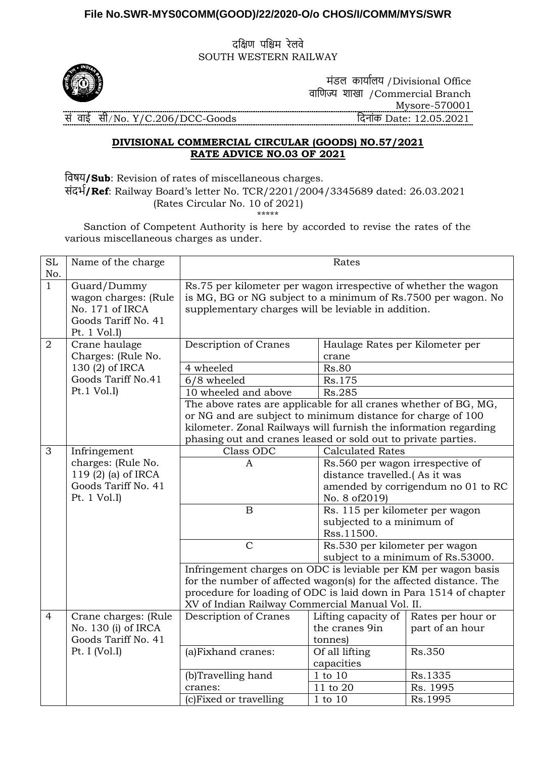**File No.SWR-MYS0COMM(GOOD)/22/2020-O/o CHOS/I/COMM/MYS/SWR**

दक्षिण पश्चिम रेलवे
SOUTH WESTERN RAILWAY

मंडल कार्यालय /Divisional Office
वाणिज्य शाखा /Commercial Branch
Mysore-570001

सं वाई सी/No. Y/C.206/DCC-Goods — दिनांक Date: 12.05.2021

**DIVISIONAL COMMERCIAL CIRCULAR (GOODS) NO.57/2021**
**RATE ADVICE NO.03 OF 2021**

विषय**/Sub**: Revision of rates of miscellaneous charges.
संदर्भ**/Ref**: Railway Board's letter No. TCR/2201/2004/3345689 dated: 26.03.2021 (Rates Circular No. 10 of 2021)

\*\*\*\*\*

Sanction of Competent Authority is here by accorded to revise the rates of the various miscellaneous charges as under.

| SL No. | Name of the charge | Rates | | |
|---|---|---|---|---|
| 1 | Guard/Dummy wagon charges: (Rule No. 171 of IRCA Goods Tariff No. 41 Pt. 1 Vol.I) | Rs.75 per kilometer per wagon irrespective of whether the wagon is MG, BG or NG subject to a minimum of Rs.7500 per wagon. No supplementary charges will be leviable in addition. | | |
| 2 | Crane haulage Charges: (Rule No. 130 (2) of IRCA Goods Tariff No.41 Pt.1 Vol.I) | Description of Cranes | Haulage Rates per Kilometer per crane | |
| | | 4 wheeled | Rs.80 | |
| | | 6/8 wheeled | Rs.175 | |
| | | 10 wheeled and above | Rs.285 | |
| | | The above rates are applicable for all cranes whether of BG, MG, or NG and are subject to minimum distance for charge of 100 kilometer. Zonal Railways will furnish the information regarding phasing out and cranes leased or sold out to private parties. | | |
| 3 | Infringement charges: (Rule No. 119 (2) (a) of IRCA Goods Tariff No. 41 Pt. 1 Vol.I) | Class ODC | Calculated Rates | |
| | | A | Rs.560 per wagon irrespective of distance travelled.( As it was amended by corrigendum no 01 to RC No. 8 of2019) | |
| | | B | Rs. 115 per kilometer per wagon subjected to a minimum of Rss.11500. | |
| | | C | Rs.530 per kilometer per wagon subject to a minimum of Rs.53000. | |
| | | Infringement charges on ODC is leviable per KM per wagon basis for the number of affected wagon(s) for the affected distance. The procedure for loading of ODC is laid down in Para 1514 of chapter XV of Indian Railway Commercial Manual Vol. II. | | |
| 4 | Crane charges: (Rule No. 130 (i) of IRCA Goods Tariff No. 41 Pt. I (Vol.I) | Description of Cranes | Lifting capacity of the cranes 9in tonnes) | Rates per hour or part of an hour |
| | | (a)Fixhand cranes: | Of all lifting capacities | Rs.350 |
| | | (b)Travelling hand cranes: | 1 to 10 | Rs.1335 |
| | | | 11 to 20 | Rs. 1995 |
| | | (c)Fixed or travelling | 1 to 10 | Rs.1995 |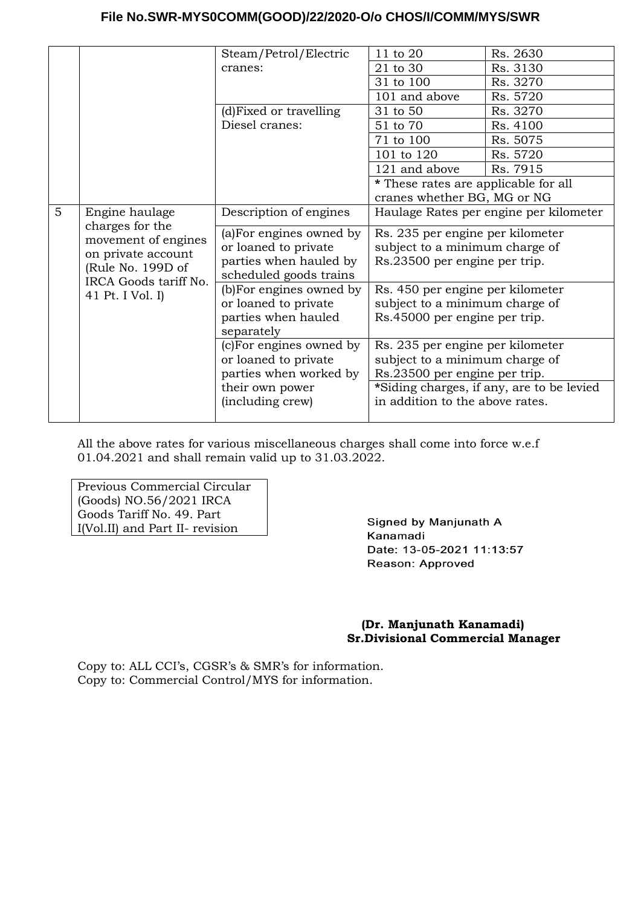File No.SWR-MYS0COMM(GOOD)/22/2020-O/o CHOS/I/COMM/MYS/SWR

| | | | | |
|---|---|---|---|---|
| | | Steam/Petrol/Electric cranes: | 11 to 20 | Rs. 2630 |
| | | | 21 to 30 | Rs. 3130 |
| | | | 31 to 100 | Rs. 3270 |
| | | | 101 and above | Rs. 5720 |
| | | (d)Fixed or travelling Diesel cranes: | 31 to 50 | Rs. 3270 |
| | | | 51 to 70 | Rs. 4100 |
| | | | 71 to 100 | Rs. 5075 |
| | | | 101 to 120 | Rs. 5720 |
| | | | 121 and above | Rs. 7915 |
| | | | * These rates are applicable for all cranes whether BG, MG or NG | |
| 5 | Engine haulage charges for the movement of engines on private account (Rule No. 199D of IRCA Goods tariff No. 41 Pt. I Vol. I) | Description of engines | Haulage Rates per engine per kilometer | |
| | | (a)For engines owned by or loaned to private parties when hauled by scheduled goods trains | Rs. 235 per engine per kilometer subject to a minimum charge of Rs.23500 per engine per trip. | |
| | | (b)For engines owned by or loaned to private parties when hauled separately | Rs. 450 per engine per kilometer subject to a minimum charge of Rs.45000 per engine per trip. | |
| | | (c)For engines owned by or loaned to private parties when worked by their own power (including crew) | Rs. 235 per engine per kilometer subject to a minimum charge of Rs.23500 per engine per trip. *Siding charges, if any, are to be levied in addition to the above rates. | |

All the above rates for various miscellaneous charges shall come into force w.e.f 01.04.2021 and shall remain valid up to 31.03.2022.

Previous Commercial Circular (Goods) NO.56/2021 IRCA Goods Tariff No. 49. Part I(Vol.II) and Part II- revision

Signed by Manjunath A Kanamadi
Date: 13-05-2021 11:13:57
Reason: Approved

**(Dr. Manjunath Kanamadi)**
**Sr.Divisional Commercial Manager**

Copy to: ALL CCI's, CGSR's & SMR's for information.
Copy to: Commercial Control/MYS for information.